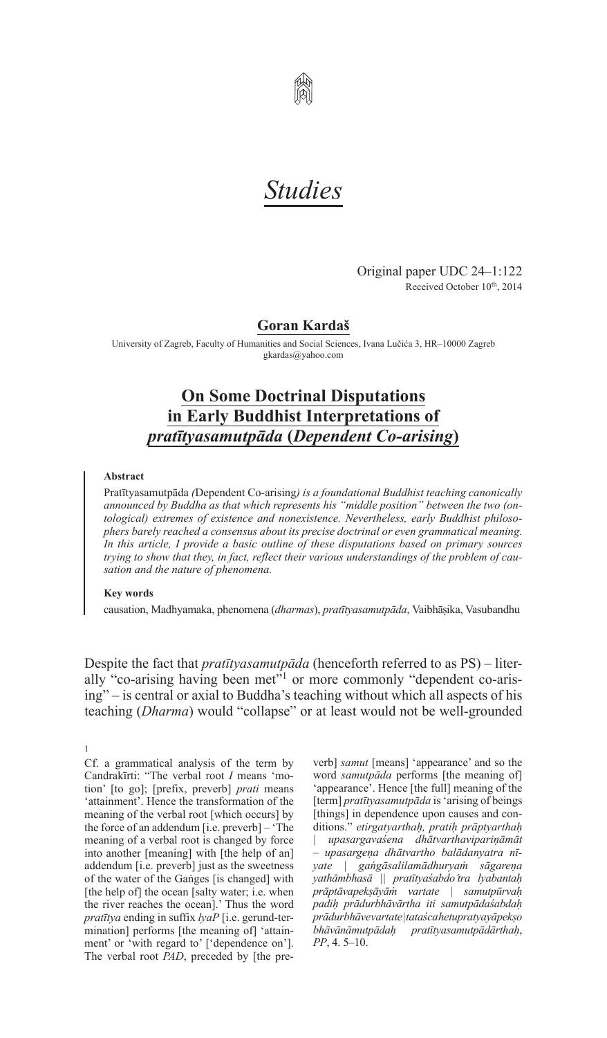# *Studies*

Original paper UDC 24–1:122
Received October 10th, 2014

**Goran Kardaš**

University of Zagreb, Faculty of Humanities and Social Sciences, Ivana Lučića 3, HR–10000 Zagreb
gkardas@yahoo.com

## On Some Doctrinal Disputations in Early Buddhist Interpretations of *pratītyasamutpāda* (*Dependent Co-arising*)

**Abstract**

*Pratītyasamutpāda (Dependent Co-arising) is a foundational Buddhist teaching canonically announced by Buddha as that which represents his "middle position" between the two (ontological) extremes of existence and nonexistence. Nevertheless, early Buddhist philosophers barely reached a consensus about its precise doctrinal or even grammatical meaning. In this article, I provide a basic outline of these disputations based on primary sources trying to show that they, in fact, reflect their various understandings of the problem of causation and the nature of phenomena.*

**Key words**

causation, Madhyamaka, phenomena (*dharmas*), *pratītyasamutpāda*, Vaibhāṣika, Vasubandhu

Despite the fact that *pratītyasamutpāda* (henceforth referred to as PS) – literally "co-arising having been met"[1] or more commonly "dependent co-arising" – is central or axial to Buddha's teaching without which all aspects of his teaching (*Dharma*) would "collapse" or at least would not be well-grounded

---

1

Cf. a grammatical analysis of the term by Candrakīrti: "The verbal root *I* means 'motion' [to go]; [prefix, preverb] *prati* means 'attainment'. Hence the transformation of the meaning of the verbal root [which occurs] by the force of an addendum [i.e. preverb] – 'The meaning of a verbal root is changed by force into another [meaning] with [the help of an] addendum [i.e. preverb] just as the sweetness of the water of the Gaṅges [is changed] with [the help of] the ocean [salty water; i.e. when the river reaches the ocean].' Thus the word *pratītya* ending in suffix *lyaP* [i.e. gerund-termination] performs [the meaning of] 'attainment' or 'with regard to' ['dependence on']. The verbal root *PAD*, preceded by [the preverb] *samut* [means] 'appearance' and so the word *samutpāda* performs [the meaning of] 'appearance'. Hence [the full] meaning of the [term] *pratītyasamutpāda* is 'arising of beings [things] in dependence upon causes and conditions." *etirgatyarthaḥ, pratiḥ prāptyarthaḥ | upasargavaśena dhātvarthavipariṇāmāt – upasargeṇa dhātvartho balādanyatra nīyate | gaṅgāsalilamādhuryaṁ sāgareṇa yathāmbhasā || pratītyaśabdo'tra lyabantaḥ prāptāvapekṣāyāṁ vartate | samutpūrvaḥ padiḥ prādurbhāvārtha iti samutpādaśabdaḥ prādurbhāvevartate|tataścahetupratyayāpekṣo bhāvānāmutpādaḥ pratītyasamutpādārthaḥ*, *PP*, 4. 5–10.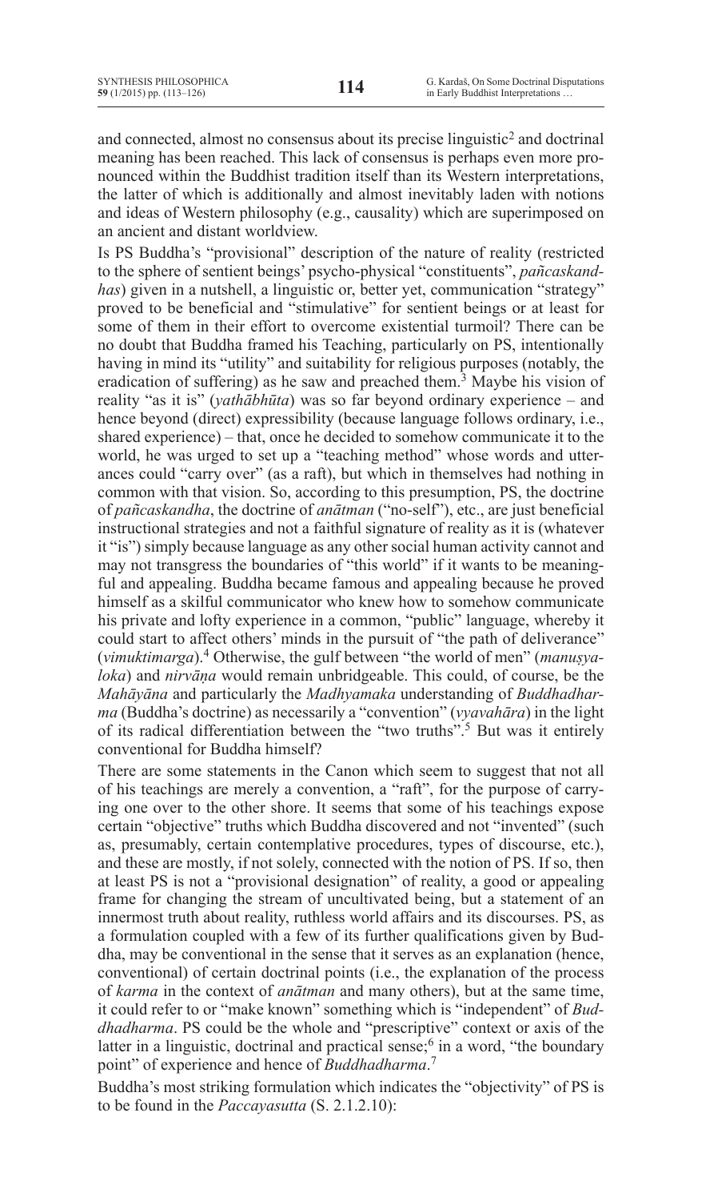and connected, almost no consensus about its precise linguistic[2] and doctrinal meaning has been reached. This lack of consensus is perhaps even more pronounced within the Buddhist tradition itself than its Western interpretations, the latter of which is additionally and almost inevitably laden with notions and ideas of Western philosophy (e.g., causality) which are superimposed on an ancient and distant worldview.

Is PS Buddha's "provisional" description of the nature of reality (restricted to the sphere of sentient beings' psycho-physical "constituents", *pañcaskandhas*) given in a nutshell, a linguistic or, better yet, communication "strategy" proved to be beneficial and "stimulative" for sentient beings or at least for some of them in their effort to overcome existential turmoil? There can be no doubt that Buddha framed his Teaching, particularly on PS, intentionally having in mind its "utility" and suitability for religious purposes (notably, the eradication of suffering) as he saw and preached them.[3] Maybe his vision of reality "as it is" (*yathābhūta*) was so far beyond ordinary experience – and hence beyond (direct) expressibility (because language follows ordinary, i.e., shared experience) – that, once he decided to somehow communicate it to the world, he was urged to set up a "teaching method" whose words and utterances could "carry over" (as a raft), but which in themselves had nothing in common with that vision. So, according to this presumption, PS, the doctrine of *pañcaskandha*, the doctrine of *anātman* ("no-self"), etc., are just beneficial instructional strategies and not a faithful signature of reality as it is (whatever it "is") simply because language as any other social human activity cannot and may not transgress the boundaries of "this world" if it wants to be meaningful and appealing. Buddha became famous and appealing because he proved himself as a skilful communicator who knew how to somehow communicate his private and lofty experience in a common, "public" language, whereby it could start to affect others' minds in the pursuit of "the path of deliverance" (*vimuktimarga*).[4] Otherwise, the gulf between "the world of men" (*manuṣyaloka*) and *nirvāṇa* would remain unbridgeable. This could, of course, be the *Mahāyāna* and particularly the *Madhyamaka* understanding of *Buddhadharma* (Buddha's doctrine) as necessarily a "convention" (*vyavahāra*) in the light of its radical differentiation between the "two truths".[5] But was it entirely conventional for Buddha himself?

There are some statements in the Canon which seem to suggest that not all of his teachings are merely a convention, a "raft", for the purpose of carrying one over to the other shore. It seems that some of his teachings expose certain "objective" truths which Buddha discovered and not "invented" (such as, presumably, certain contemplative procedures, types of discourse, etc.), and these are mostly, if not solely, connected with the notion of PS. If so, then at least PS is not a "provisional designation" of reality, a good or appealing frame for changing the stream of uncultivated being, but a statement of an innermost truth about reality, ruthless world affairs and its discourses. PS, as a formulation coupled with a few of its further qualifications given by Buddha, may be conventional in the sense that it serves as an explanation (hence, conventional) of certain doctrinal points (i.e., the explanation of the process of *karma* in the context of *anātman* and many others), but at the same time, it could refer to or "make known" something which is "independent" of *Buddhadharma*. PS could be the whole and "prescriptive" context or axis of the latter in a linguistic, doctrinal and practical sense;[6] in a word, "the boundary point" of experience and hence of *Buddhadharma*.[7]

Buddha's most striking formulation which indicates the "objectivity" of PS is to be found in the *Paccayasutta* (S. 2.1.2.10):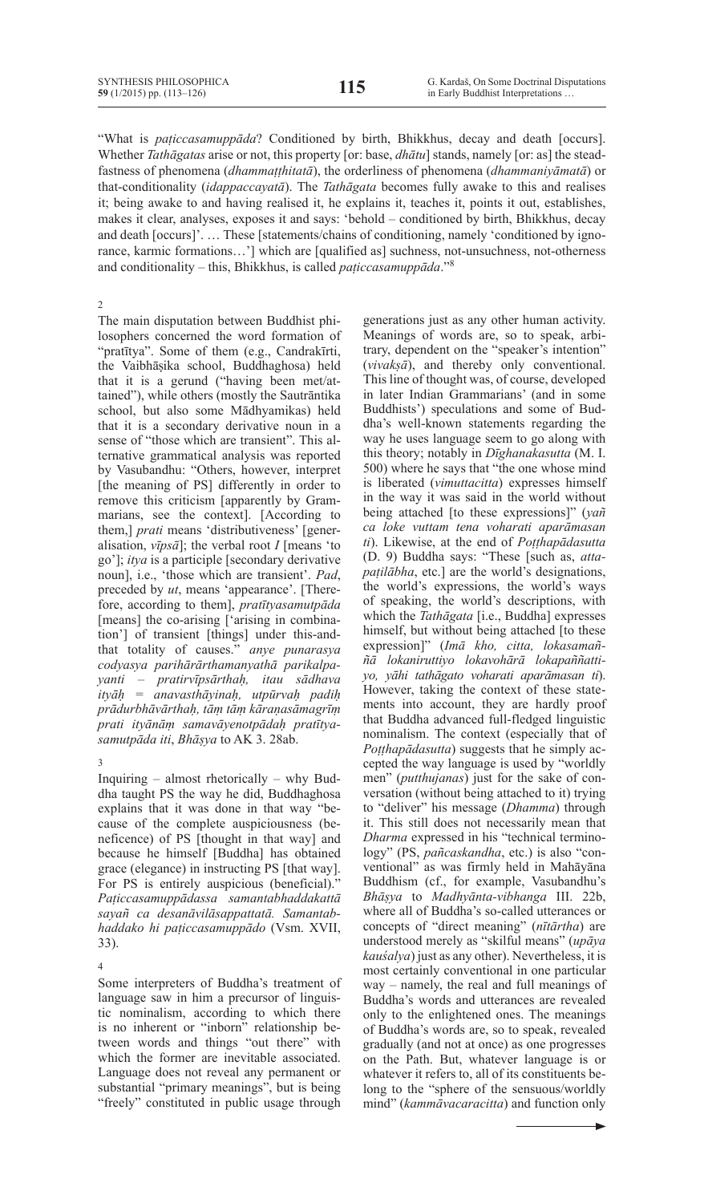"What is *paṭiccasamuppāda*? Conditioned by birth, Bhikkhus, decay and death [occurs]. Whether *Tathāgatas* arise or not, this property [or: base, *dhātu*] stands, namely [or: as] the steadfastness of phenomena (*dhammaṭṭhitatā*), the orderliness of phenomena (*dhammaniyāmatā*) or that-conditionality (*idappaccayatā*). The *Tathāgata* becomes fully awake to this and realises it; being awake to and having realised it, he explains it, teaches it, points it out, establishes, makes it clear, analyses, exposes it and says: 'behold – conditioned by birth, Bhikkhus, decay and death [occurs]'. … These [statements/chains of conditioning, namely 'conditioned by ignorance, karmic formations…'] which are [qualified as] suchness, not-unsuchness, not-otherness and conditionality – this, Bhikkhus, is called *paṭiccasamuppāda*."[8]

2

The main disputation between Buddhist philosophers concerned the word formation of "pratītya". Some of them (e.g., Candrakīrti, the Vaibhāṣika school, Buddhaghosa) held that it is a gerund ("having been met/attained"), while others (mostly the Sautrāntika school, but also some Mādhyamikas) held that it is a secondary derivative noun in a sense of "those which are transient". This alternative grammatical analysis was reported by Vasubandhu: "Others, however, interpret [the meaning of PS] differently in order to remove this criticism [apparently by Grammarians, see the context]. [According to them,] *prati* means 'distributiveness' [generalisation, *vīpsā*]; the verbal root *I* [means 'to go']; *itya* is a participle [secondary derivative noun], i.e., 'those which are transient'. *Pad*, preceded by *ut*, means 'appearance'. [Therefore, according to them], *pratītyasamutpāda* [means] the co-arising ['arising in combination'] of transient [things] under this-and-that totality of causes." *anye punarasya codyasya parihārārthamanyathā parikalpayanti – pratirvīpsārthaḥ, itau sādhava ityāḥ = anavasthāyinaḥ, utpūrvaḥ padiḥ prādurbhāvārthaḥ, tāṃ tāṃ kāraṇasāmagrīṃ prati ityānāṃ samavāyenotpādaḥ pratītyasamutpāda iti*, *Bhāṣya* to AK 3. 28ab.

3

Inquiring – almost rhetorically – why Buddha taught PS the way he did, Buddhaghosa explains that it was done in that way "because of the complete auspiciousness (beneficence) of PS [thought in that way] and because he himself [Buddha] has obtained grace (elegance) in instructing PS [that way]. For PS is entirely auspicious (beneficial)." *Paṭiccasamuppādassa samantabhaddakattā sayañ ca desanāvilāsappattatā. Samantabhaddako hi paṭiccasamuppādo* (Vsm. XVII, 33).

4

Some interpreters of Buddha's treatment of language saw in him a precursor of linguistic nominalism, according to which there is no inherent or "inborn" relationship between words and things "out there" with which the former are inevitable associated. Language does not reveal any permanent or substantial "primary meanings", but is being "freely" constituted in public usage through generations just as any other human activity. Meanings of words are, so to speak, arbitrary, dependent on the "speaker's intention" (*vivakṣā*), and thereby only conventional. This line of thought was, of course, developed in later Indian Grammarians' (and in some Buddhists') speculations and some of Buddha's well-known statements regarding the way he uses language seem to go along with this theory; notably in *Dīghanakasutta* (M. I. 500) where he says that "the one whose mind is liberated (*vimuttacitta*) expresses himself in the way it was said in the world without being attached [to these expressions]" (*yañ ca loke vuttam tena voharati aparāmasan ti*). Likewise, at the end of *Poṭṭhapādasutta* (D. 9) Buddha says: "These [such as, *attapaṭilābha*, etc.] are the world's designations, the world's expressions, the world's ways of speaking, the world's descriptions, with which the *Tathāgata* [i.e., Buddha] expresses himself, but without being attached [to these expression]" (*Imā kho, citta, lokasamaññā lokaniruttiyo lokavohārā lokapaññattiyo, yāhi tathāgato voharati aparāmasan ti*). However, taking the context of these statements into account, they are hardly proof that Buddha advanced full-fledged linguistic nominalism. The context (especially that of *Poṭṭhapādasutta*) suggests that he simply accepted the way language is used by "worldly men" (*putthujanas*) just for the sake of conversation (without being attached to it) trying to "deliver" his message (*Dhamma*) through it. This still does not necessarily mean that *Dharma* expressed in his "technical terminology" (PS, *pañcaskandha*, etc.) is also "conventional" as was firmly held in Mahāyāna Buddhism (cf., for example, Vasubandhu's *Bhāṣya* to *Madhyānta-vibhanga* III. 22b, where all of Buddha's so-called utterances or concepts of "direct meaning" (*nītārtha*) are understood merely as "skilful means" (*upāya kauśalya*) just as any other). Nevertheless, it is most certainly conventional in one particular way – namely, the real and full meanings of Buddha's words and utterances are revealed only to the enlightened ones. The meanings of Buddha's words are, so to speak, revealed gradually (and not at once) as one progresses on the Path. But, whatever language is or whatever it refers to, all of its constituents belong to the "sphere of the sensuous/worldly mind" (*kammāvacaracitta*) and function only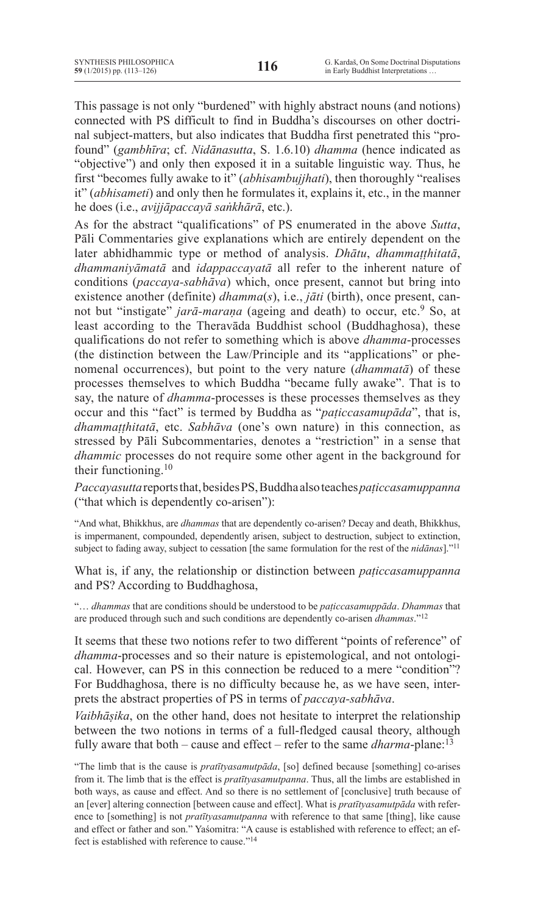This passage is not only "burdened" with highly abstract nouns (and notions) connected with PS difficult to find in Buddha's discourses on other doctrinal subject-matters, but also indicates that Buddha first penetrated this "profound" (*gambhīra*; cf. *Nidānasutta*, S. 1.6.10) *dhamma* (hence indicated as "objective") and only then exposed it in a suitable linguistic way. Thus, he first "becomes fully awake to it" (*abhisambujjhati*), then thoroughly "realises it" (*abhisameti*) and only then he formulates it, explains it, etc., in the manner he does (i.e., *avijjāpaccayā saṅkhārā*, etc.).

As for the abstract "qualifications" of PS enumerated in the above *Sutta*, Pāli Commentaries give explanations which are entirely dependent on the later abhidhammic type or method of analysis. *Dhātu*, *dhammaṭṭhitatā*, *dhammaniyāmatā* and *idappaccayatā* all refer to the inherent nature of conditions (*paccaya-sabhāva*) which, once present, cannot but bring into existence another (definite) *dhamma*(*s*), i.e., *jāti* (birth), once present, cannot but "instigate" *jarā-maraṇa* (ageing and death) to occur, etc.[9] So, at least according to the Theravāda Buddhist school (Buddhaghosa), these qualifications do not refer to something which is above *dhamma*-processes (the distinction between the Law/Principle and its "applications" or phenomenal occurrences), but point to the very nature (*dhammatā*) of these processes themselves to which Buddha "became fully awake". That is to say, the nature of *dhamma*-processes is these processes themselves as they occur and this "fact" is termed by Buddha as "*paṭiccasamupāda*", that is, *dhammaṭṭhitatā*, etc. *Sabhāva* (one's own nature) in this connection, as stressed by Pāli Subcommentaries, denotes a "restriction" in a sense that *dhammic* processes do not require some other agent in the background for their functioning.[10]

*Paccayasutta* reports that, besides PS, Buddha also teaches *paṭiccasamuppanna* ("that which is dependently co-arisen"):

> "And what, Bhikkhus, are *dhammas* that are dependently co-arisen? Decay and death, Bhikkhus, is impermanent, compounded, dependently arisen, subject to destruction, subject to extinction, subject to fading away, subject to cessation [the same formulation for the rest of the *nidānas*]."[11]

What is, if any, the relationship or distinction between *paṭiccasamuppanna* and PS? According to Buddhaghosa,

> "… *dhammas* that are conditions should be understood to be *paṭiccasamuppāda*. *Dhammas* that are produced through such and such conditions are dependently co-arisen *dhammas*."[12]

It seems that these two notions refer to two different "points of reference" of *dhamma*-processes and so their nature is epistemological, and not ontological. However, can PS in this connection be reduced to a mere "condition"? For Buddhaghosa, there is no difficulty because he, as we have seen, interprets the abstract properties of PS in terms of *paccaya-sabhāva*.

*Vaibhāṣika*, on the other hand, does not hesitate to interpret the relationship between the two notions in terms of a full-fledged causal theory, although fully aware that both – cause and effect – refer to the same *dharma*-plane:[13]

> "The limb that is the cause is *pratītyasamutpāda*, [so] defined because [something] co-arises from it. The limb that is the effect is *pratītyasamutpanna*. Thus, all the limbs are established in both ways, as cause and effect. And so there is no settlement of [conclusive] truth because of an [ever] altering connection [between cause and effect]. What is *pratītyasamutpāda* with reference to [something] is not *pratītyasamutpanna* with reference to that same [thing], like cause and effect or father and son." Yaśomitra: "A cause is established with reference to effect; an effect is established with reference to cause."[14]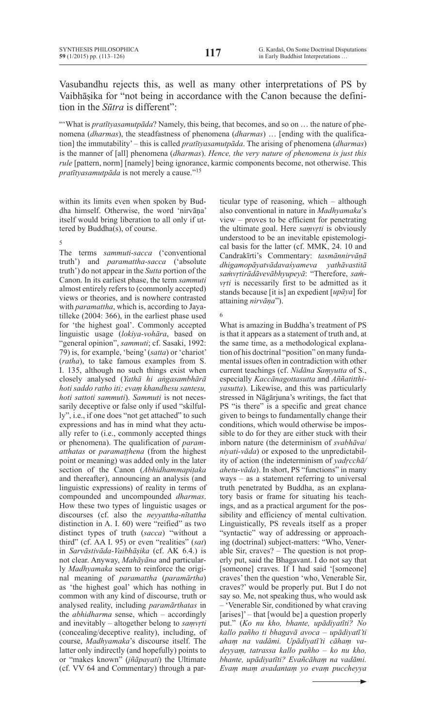Vasubandhu rejects this, as well as many other interpretations of PS by Vaibhāṣika for "not being in accordance with the Canon because the definition in the *Sūtra* is different":

"'What is *pratītyasamutpāda*? Namely, this being, that becomes, and so on … the nature of phenomena (*dharmas*), the steadfastness of phenomena (*dharmas*) … [ending with the qualification] the immutability' – this is called *pratītyasamutpāda*. The arising of phenomena (*dharmas*) is the manner of [all] phenomena (*dharmas*). *Hence, the very nature of phenomena is just this rule* [pattern, norm] [namely] being ignorance, karmic components become, not otherwise. This *pratītyasamutpāda* is not merely a cause."[15]

within its limits even when spoken by Buddha himself. Otherwise, the word 'nirvāṇa' itself would bring liberation to all only if uttered by Buddha(s), of course.

5

The terms *sammuti-sacca* ('conventional truth') and *paramattha-sacca* ('absolute truth') do not appear in the *Sutta* portion of the Canon. In its earliest phase, the term *sammuti* almost entirely refers to (commonly accepted) views or theories, and is nowhere contrasted with *paramattha*, which is, according to Jayatilleke (2004: 366), in the earliest phase used for 'the highest goal'. Commonly accepted linguistic usage (*lokiya-vohāra*, based on "general opinion", *sammuti*; cf. Sasaki, 1992: 79) is, for example, 'being' (*satta*) or 'chariot' (*ratha*), to take famous examples from S. I. 135, although no such things exist when closely analysed (*Yathā hi aṅgasambhārā hoti saddo ratho iti; evaṃ khandhesu santesu, hoti sattoti sammuti*). *Sammuti* is not necessarily deceptive or false only if used "skilfully", i.e., if one does "not get attached" to such expressions and has in mind what they actually refer to (i.e., commonly accepted things or phenomena). The qualification of *paramatthatas* or *paramaṭṭhena* (from the highest point or meaning) was added only in the later section of the Canon (*Abhidhammapiṭaka* and thereafter), announcing an analysis (and linguistic expressions) of reality in terms of compounded and uncompounded *dharmas*. How these two types of linguistic usages or discourses (cf. also the *neyyattha-nītattha* distinction in A. I. 60) were "reified" as two distinct types of truth (*sacca*) "without a third" (cf. AA I. 95) or even "realities" (*sat*) in *Sarvāstivāda-Vaibhāṣika* (cf. AK 6.4.) is not clear. Anyway, *Mahāyāna* and particularly *Madhyamaka* seem to reinforce the original meaning of *paramattha* (*paramārtha*) as 'the highest goal' which has nothing in common with any kind of discourse, truth or analysed reality, including *paramārthatas* in the *abhidharma* sense, which – accordingly and inevitably – altogether belong to *saṃvṛti* (concealing/deceptive reality), including, of course, *Madhyamaka*'s discourse itself. The latter only indirectly (and hopefully) points to or "makes known" (*jñāpayati*) the Ultimate (cf. VV 64 and Commentary) through a particular type of reasoning, which – although also conventional in nature in *Madhyamaka*'s view – proves to be efficient for penetrating the ultimate goal. Here *saṃvṛti* is obviously understood to be an inevitable epistemological basis for the latter (cf. MMK, 24. 10 and Candrakīrti's Commentary: *tasmānnirvāṇādhigamopāyatvādavaśyameva yathāvastitā saṁvṛtirādāvevābhyupeyā*: "Therefore, *saṁvṛti* is necessarily first to be admitted as it stands because [it is] an expedient [*upāya*] for attaining *nirvāṇa*").

6

What is amazing in Buddha's treatment of PS is that it appears as a statement of truth and, at the same time, as a methodological explanation of his doctrinal "position" on many fundamental issues often in contradiction with other current teachings (cf. *Nidāna Saṃyutta* of S., especially *Kaccānagottasutta* and *Aññatitthiyasutta*). Likewise, and this was particularly stressed in Nāgārjuna's writings, the fact that PS "is there" is a specific and great chance given to beings to fundamentally change their conditions, which would otherwise be impossible to do for they are either stuck with their inborn nature (the determinism of *svabhāva*/*niyati-vāda*) or exposed to the unpredictability of action (the indeterminism of *yadṛcchā*/*ahetu-vāda*). In short, PS "functions" in many ways – as a statement referring to universal truth penetrated by Buddha, as an explanatory basis or frame for situating his teachings, and as a practical argument for the possibility and efficiency of mental cultivation. Linguistically, PS reveals itself as a proper "syntactic" way of addressing or approaching (doctrinal) subject-matters: "Who, Venerable Sir, craves? – The question is not properly put, said the Bhagavant. I do not say that [someone] craves. If I had said '[someone] craves' then the question 'who, Venerable Sir, craves?' would be properly put. But I do not say so. Me, not speaking thus, who would ask – 'Venerable Sir, conditioned by what craving [arises]' – that [would be] a question properly put." (*Ko nu kho, bhante, upādiyatīti? No kallo pañho ti bhagavā avoca – upādiyatī'ti ahaṃ na vadāmi. Upādiyatī'ti cāhaṃ vadeyyaṃ, tatrassa kallo pañho – ko nu kho, bhante, upādiyatīti? Evañcāhaṃ na vadāmi. Evaṃ maṃ avadantaṃ yo evaṃ puccheyya*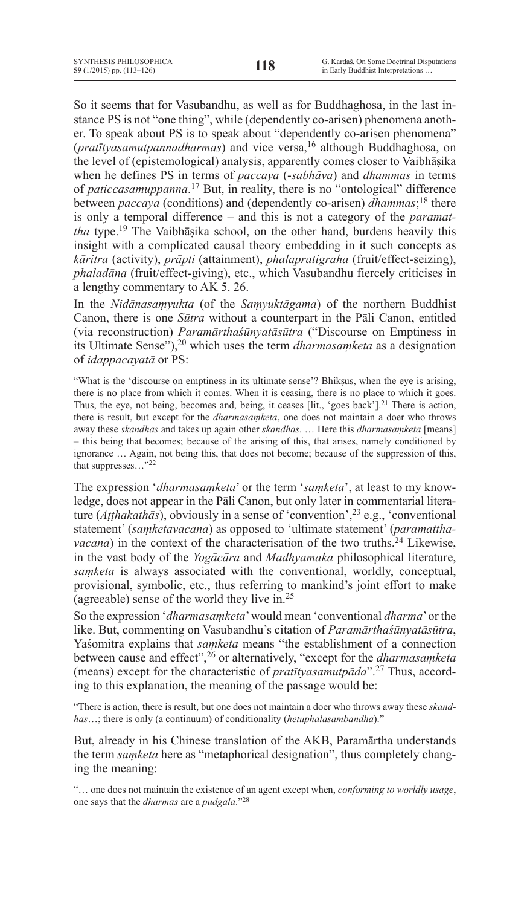So it seems that for Vasubandhu, as well as for Buddhaghosa, in the last instance PS is not "one thing", while (dependently co-arisen) phenomena another. To speak about PS is to speak about "dependently co-arisen phenomena" (*pratītyasamutpannadharmas*) and vice versa,[16] although Buddhaghosa, on the level of (epistemological) analysis, apparently comes closer to Vaibhāṣika when he defines PS in terms of *paccaya* (-*sabhāva*) and *dhammas* in terms of *paticcasamuppanna*.[17] But, in reality, there is no "ontological" difference between *paccaya* (conditions) and (dependently co-arisen) *dhammas*;[18] there is only a temporal difference – and this is not a category of the *paramattha* type.[19] The Vaibhāṣika school, on the other hand, burdens heavily this insight with a complicated causal theory embedding in it such concepts as *kāritra* (activity), *prāpti* (attainment), *phalapratigraha* (fruit/effect-seizing), *phaladāna* (fruit/effect-giving), etc., which Vasubandhu fiercely criticises in a lengthy commentary to AK 5. 26.

In the *Nidānasaṃyukta* (of the *Saṃyuktāgama*) of the northern Buddhist Canon, there is one *Sūtra* without a counterpart in the Pāli Canon, entitled (via reconstruction) *Paramārthaśūnyatāsūtra* ("Discourse on Emptiness in its Ultimate Sense"),[20] which uses the term *dharmasaṃketa* as a designation of *idappacayatā* or PS:

> "What is the 'discourse on emptiness in its ultimate sense'? Bhikṣus, when the eye is arising, there is no place from which it comes. When it is ceasing, there is no place to which it goes. Thus, the eye, not being, becomes and, being, it ceases [lit., 'goes back'].[21] There is action, there is result, but except for the *dharmasaṃketa*, one does not maintain a doer who throws away these *skandhas* and takes up again other *skandhas*. … Here this *dharmasaṃketa* [means] – this being that becomes; because of the arising of this, that arises, namely conditioned by ignorance … Again, not being this, that does not become; because of the suppression of this, that suppresses…"[22]

The expression '*dharmasaṃketa*' or the term '*saṃketa*', at least to my knowledge, does not appear in the Pāli Canon, but only later in commentarial literature (*Aṭṭhakathās*), obviously in a sense of 'convention',[23] e.g., 'conventional statement' (*saṃketavacana*) as opposed to 'ultimate statement' (*paramatthavacana*) in the context of the characterisation of the two truths.[24] Likewise, in the vast body of the *Yogācāra* and *Madhyamaka* philosophical literature, *saṃketa* is always associated with the conventional, worldly, conceptual, provisional, symbolic, etc., thus referring to mankind's joint effort to make (agreeable) sense of the world they live in.[25]

So the expression '*dharmasaṃketa*' would mean 'conventional *dharma*' or the like. But, commenting on Vasubandhu's citation of *Paramārthaśūnyatāsūtra*, Yaśomitra explains that *saṃketa* means "the establishment of a connection between cause and effect",[26] or alternatively, "except for the *dharmasaṃketa* (means) except for the characteristic of *pratītyasamutpāda*".[27] Thus, according to this explanation, the meaning of the passage would be:

> "There is action, there is result, but one does not maintain a doer who throws away these *skandhas*…; there is only (a continuum) of conditionality (*hetuphalasambandha*)."

But, already in his Chinese translation of the AKB, Paramārtha understands the term *saṃketa* here as "metaphorical designation", thus completely changing the meaning:

> "… one does not maintain the existence of an agent except when, *conforming to worldly usage*, one says that the *dharmas* are a *pudgala*."[28]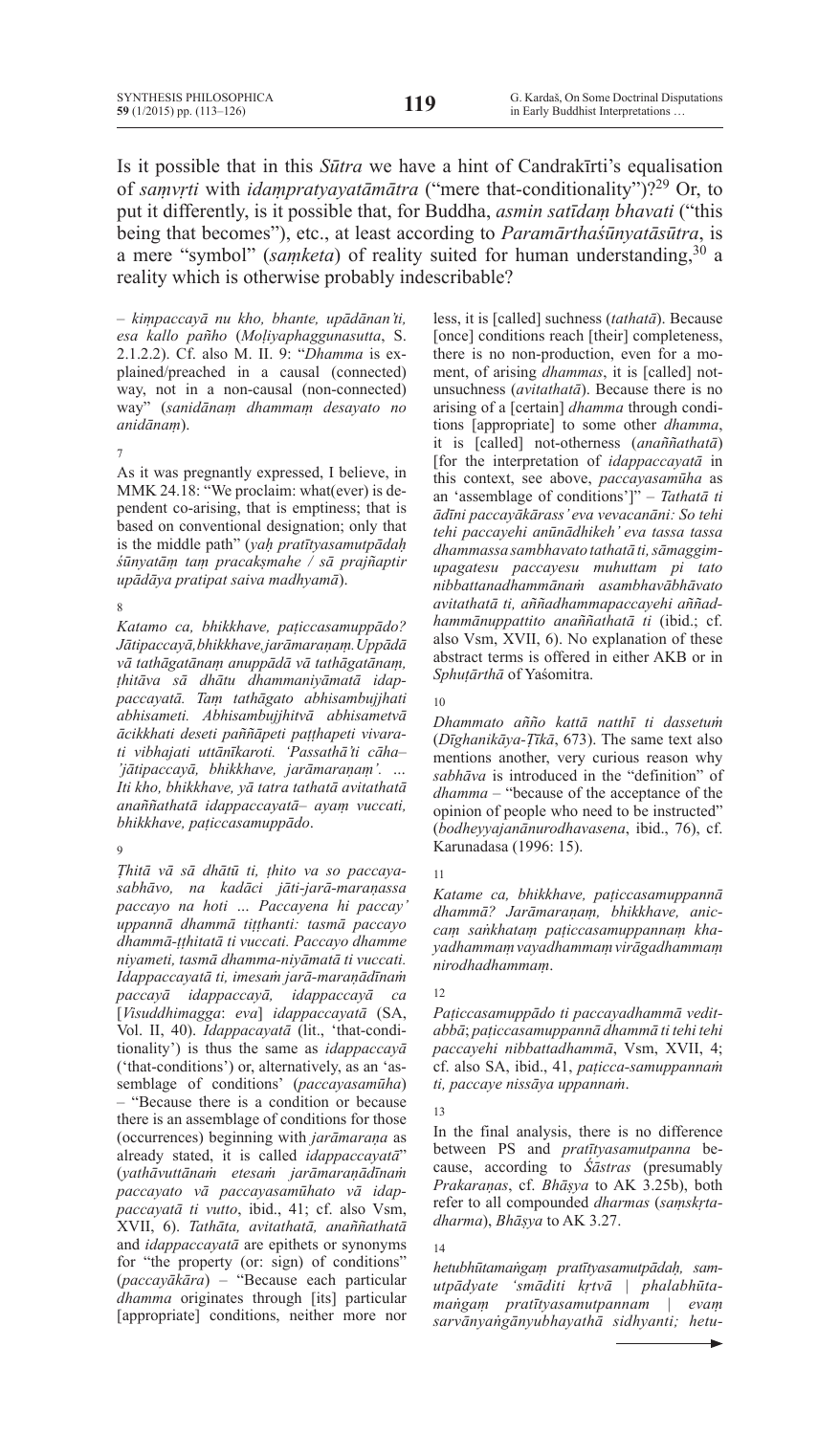Is it possible that in this *Sūtra* we have a hint of Candrakīrti's equalisation of *saṃvṛti* with *idaṃpratyayatāmātra* ("mere that-conditionality")?[29] Or, to put it differently, is it possible that, for Buddha, *asmin satīdaṃ bhavati* ("this being that becomes"), etc., at least according to *Paramārthaśūnyatāsūtra*, is a mere "symbol" (*saṃketa*) of reality suited for human understanding,[30] a reality which is otherwise probably indescribable?

– *kiṃpaccayā nu kho, bhante, upādānan'ti, esa kallo pañho* (*Moḷiyaphaggunasutta*, S. 2.1.2.2). Cf. also M. II. 9: "*Dhamma* is explained/preached in a causal (connected) way, not in a non-causal (non-connected) way" (*sanidānaṃ dhammaṃ desayato no anidānaṃ*).

7

As it was pregnantly expressed, I believe, in MMK 24.18: "We proclaim: what(ever) is dependent co-arising, that is emptiness; that is based on conventional designation; only that is the middle path" (*yaḥ pratītyasamutpādaḥ śūnyatāṃ taṃ pracakṣmahe / sā prajñaptir upādāya pratipat saiva madhyamā*).

8

*Katamo ca, bhikkhave, paṭiccasamuppādo? Jātipaccayā, bhikkhave, jarāmaraṇaṃ. Uppādā vā tathāgatānaṃ anuppādā vā tathāgatānaṃ, ṭhitāva sā dhātu dhammaniyāmatā idappaccayatā. Taṃ tathāgato abhisambujjhati abhisameti. Abhisambujjhitvā abhisametvā ācikkhati deseti paññāpeti paṭṭhapeti vivarati vibhajati uttānīkaroti. 'Passathā'ti cāha– 'jātipaccayā, bhikkhave, jarāmaraṇaṃ'. … Iti kho, bhikkhave, yā tatra tathatā avitathatā anaññathatā idappaccayatā– ayaṃ vuccati, bhikkhave, paṭiccasamuppādo*.

9

*Ṭhitā vā sā dhātū ti, ṭhito va so paccayasabhāvo, na kadāci jāti-jarā-maraṇassa paccayo na hoti … Paccayena hi paccay' uppannā dhammā tiṭṭhanti: tasmā paccayo dhammā-ṭṭhitatā ti vuccati. Paccayo dhamme niyameti, tasmā dhamma-niyāmatā ti vuccati. Idappaccayatā ti, imesaṁ jarā-maraṇādīnaṁ paccayā idappaccayā, idappaccayā ca* [*Visuddhimagga*: *eva*] *idappaccayatā* (SA, Vol. II, 40). *Idappacayatā* (lit., 'that-conditionality') is thus the same as *idappaccayā* ('that-conditions') or, alternatively, as an 'assemblage of conditions' (*paccayasamūha*) – "Because there is a condition or because there is an assemblage of conditions for those (occurrences) beginning with *jarāmaraṇa* as already stated, it is called *idappaccayatā*" (*yathāvuttānaṁ etesaṁ jarāmaraṇādīnaṁ paccayato vā paccayasamūhato vā idappaccayatā ti vutto*, ibid., 41; cf. also Vsm, XVII, 6). *Tathāta, avitathatā, anaññathatā* and *idappaccayatā* are epithets or synonyms for "the property (or: sign) of conditions" (*paccayākāra*) – "Because each particular *dhamma* originates through [its] particular [appropriate] conditions, neither more nor less, it is [called] suchness (*tathatā*). Because [once] conditions reach [their] completeness, there is no non-production, even for a moment, of arising *dhammas*, it is [called] not-unsuchness (*avitathatā*). Because there is no arising of a [certain] *dhamma* through conditions [appropriate] to some other *dhamma*, it is [called] not-otherness (*anaññathatā*) [for the interpretation of *idappaccayatā* in this context, see above, *paccayasamūha* as an 'assemblage of conditions']" – *Tathatā ti ādīni paccayākārass' eva vevacanāni: So tehi tehi paccayehi anūnādhikeh' eva tassa tassa dhammassa sambhavato tathatā ti, sāmaggimupagatesu paccayesu muhuttam pi tato nibbattanadhammānaṁ asambhavābhāvato avitathatā ti, aññadhammapaccayehi aññadhammānuppattito anaññathatā ti* (ibid.; cf. also Vsm, XVII, 6). No explanation of these abstract terms is offered in either AKB or in *Sphuṭārthā* of Yaśomitra.

10

*Dhammato añño kattā natthī ti dassetuṁ* (*Dīghanikāya-Ṭīkā*, 673). The same text also mentions another, very curious reason why *sabhāva* is introduced in the "definition" of *dhamma* – "because of the acceptance of the opinion of people who need to be instructed" (*bodheyyajanānurodhavasena*, ibid., 76), cf. Karunadasa (1996: 15).

11

*Katame ca, bhikkhave, paṭiccasamuppannā dhammā? Jarāmaraṇaṃ, bhikkhave, aniccaṃ saṅkhataṃ paṭiccasamuppannaṃ khayadhammaṃ vayadhammaṃ virāgadhammaṃ nirodhadhammaṃ*.

12

*Paṭiccasamuppādo ti paccayadhammā veditabbā*; *paṭiccasamuppannā dhammā ti tehi tehi paccayehi nibbattadhammā*, Vsm, XVII, 4; cf. also SA, ibid., 41, *paṭicca-samuppannaṁ ti, paccaye nissāya uppannaṁ*.

13

In the final analysis, there is no difference between PS and *pratītyasamutpanna* because, according to *Śāstras* (presumably *Prakaraṇas*, cf. *Bhāṣya* to AK 3.25b), both refer to all compounded *dharmas* (*saṃskṛtadharma*), *Bhāṣya* to AK 3.27.

14

*hetubhūtamaṅgaṃ pratītyasamutpādaḥ, samutpādyate 'smāditi kṛtvā | phalabhūtamaṅgaṃ pratītyasamutpannam | evaṃ sarvāṇyaṅgānyubhayathā sidhyanti; hetu-*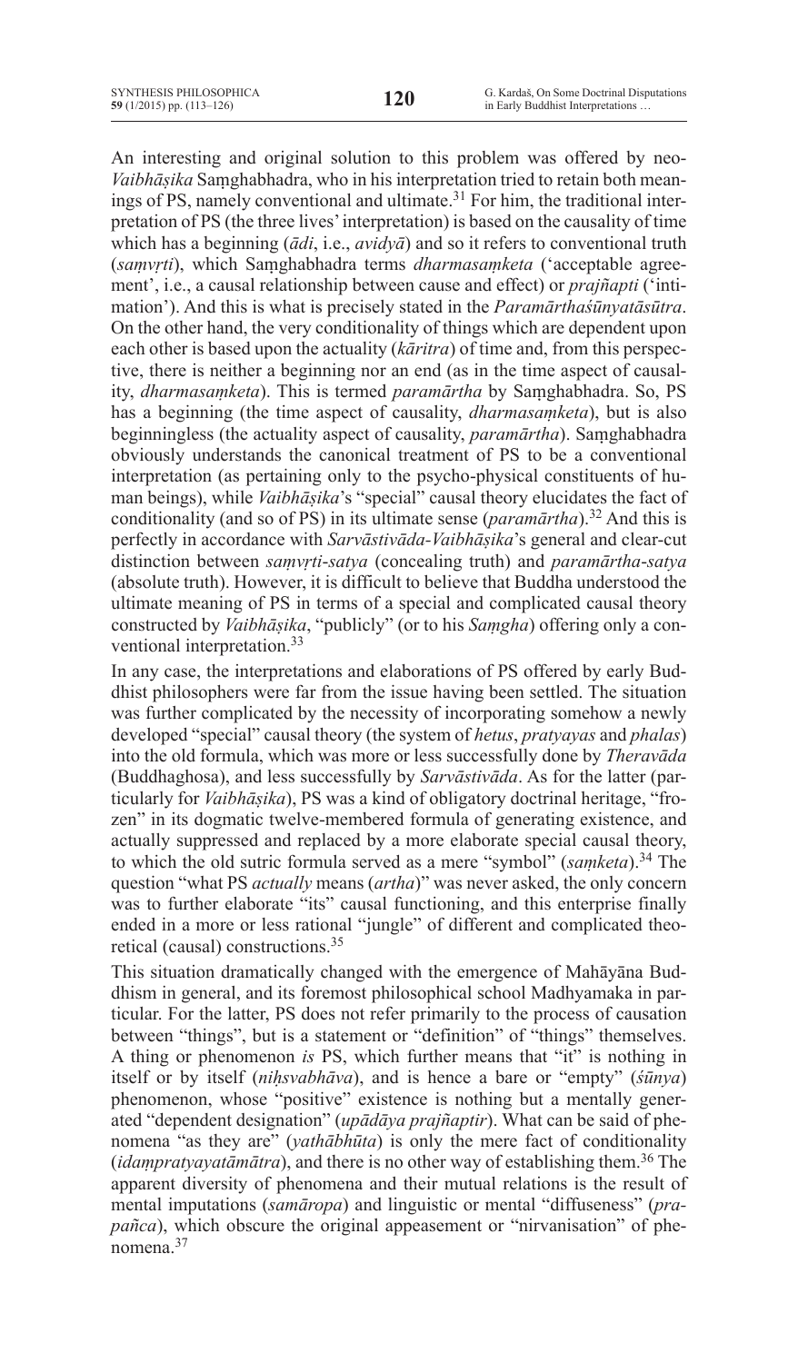An interesting and original solution to this problem was offered by neo-*Vaibhāṣika* Saṃghabhadra, who in his interpretation tried to retain both meanings of PS, namely conventional and ultimate.[31] For him, the traditional interpretation of PS (the three lives' interpretation) is based on the causality of time which has a beginning (*ādi*, i.e., *avidyā*) and so it refers to conventional truth (*saṃvṛti*), which Saṃghabhadra terms *dharmasaṃketa* ('acceptable agreement', i.e., a causal relationship between cause and effect) or *prajñapti* ('intimation'). And this is what is precisely stated in the *Paramārthaśūnyatāsūtra*. On the other hand, the very conditionality of things which are dependent upon each other is based upon the actuality (*kāritra*) of time and, from this perspective, there is neither a beginning nor an end (as in the time aspect of causality, *dharmasaṃketa*). This is termed *paramārtha* by Saṃghabhadra. So, PS has a beginning (the time aspect of causality, *dharmasaṃketa*), but is also beginningless (the actuality aspect of causality, *paramārtha*). Saṃghabhadra obviously understands the canonical treatment of PS to be a conventional interpretation (as pertaining only to the psycho-physical constituents of human beings), while *Vaibhāṣika*'s "special" causal theory elucidates the fact of conditionality (and so of PS) in its ultimate sense (*paramārtha*).[32] And this is perfectly in accordance with *Sarvāstivāda-Vaibhāṣika*'s general and clear-cut distinction between *saṃvṛti-satya* (concealing truth) and *paramārtha-satya* (absolute truth). However, it is difficult to believe that Buddha understood the ultimate meaning of PS in terms of a special and complicated causal theory constructed by *Vaibhāṣika*, "publicly" (or to his *Saṃgha*) offering only a conventional interpretation.[33]

In any case, the interpretations and elaborations of PS offered by early Buddhist philosophers were far from the issue having been settled. The situation was further complicated by the necessity of incorporating somehow a newly developed "special" causal theory (the system of *hetus*, *pratyayas* and *phalas*) into the old formula, which was more or less successfully done by *Theravāda* (Buddhaghosa), and less successfully by *Sarvāstivāda*. As for the latter (particularly for *Vaibhāṣika*), PS was a kind of obligatory doctrinal heritage, "frozen" in its dogmatic twelve-membered formula of generating existence, and actually suppressed and replaced by a more elaborate special causal theory, to which the old sutric formula served as a mere "symbol" (*saṃketa*).[34] The question "what PS *actually* means (*artha*)" was never asked, the only concern was to further elaborate "its" causal functioning, and this enterprise finally ended in a more or less rational "jungle" of different and complicated theoretical (causal) constructions.[35]

This situation dramatically changed with the emergence of Mahāyāna Buddhism in general, and its foremost philosophical school Madhyamaka in particular. For the latter, PS does not refer primarily to the process of causation between "things", but is a statement or "definition" of "things" themselves. A thing or phenomenon *is* PS, which further means that "it" is nothing in itself or by itself (*niḥsvabhāva*), and is hence a bare or "empty" (*śūnya*) phenomenon, whose "positive" existence is nothing but a mentally generated "dependent designation" (*upādāya prajñaptir*). What can be said of phenomena "as they are" (*yathābhūta*) is only the mere fact of conditionality (*idaṃpratyayatāmātra*), and there is no other way of establishing them.[36] The apparent diversity of phenomena and their mutual relations is the result of mental imputations (*samāropa*) and linguistic or mental "diffuseness" (*prapañca*), which obscure the original appeasement or "nirvanisation" of phenomena.[37]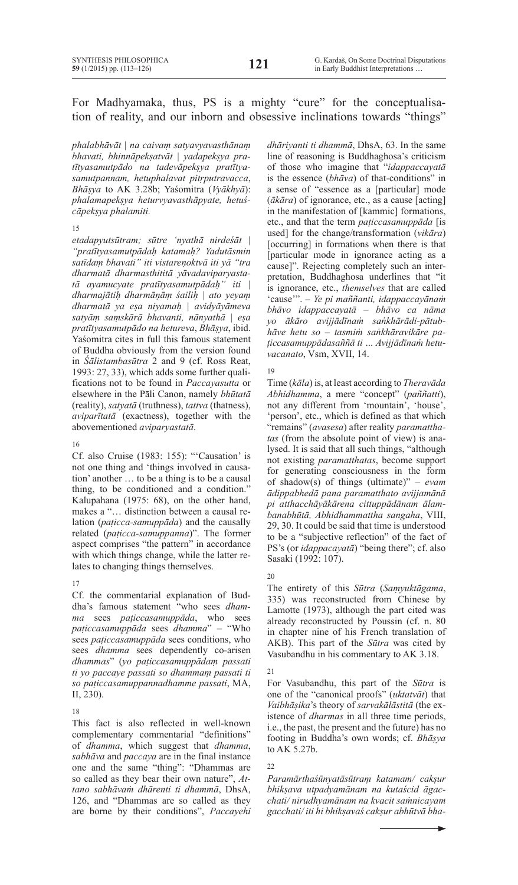For Madhyamaka, thus, PS is a mighty "cure" for the conceptualisation of reality, and our inborn and obsessive inclinations towards "things"

*phalabhāvāt | na caivaṃ satyavyavasthānaṃ bhavati, bhinnāpekṣatvāt | yadapekṣya pratītyasamutpādo na tadevāpekṣya pratītyasamutpannam, hetuphalavat pitṛputravacca*, *Bhāṣya* to AK 3.28b; Yaśomitra (*Vyākhyā*): *phalamapekṣya heturvyavasthāpyate, hetuścāpekṣya phalamiti.*

15

*etadapyutsūtram; sūtre 'nyathā nirdeśāt | "pratītyasamutpādaḥ katamaḥ? Yadutāsmin satīdaṃ bhavati" iti vistareṇoktvā iti yā "tra dharmatā dharmasthititā yāvadaviparyastatā ayamucyate pratītyasamutpādaḥ" iti | dharmajātiḥ dharmāṇāṃ śailiḥ | ato yeyaṃ dharmatā ya eṣa niyamaḥ | avidyāyāmeva satyāṃ saṃskārā bhavanti, nānyathā | eṣa pratītyasamutpādo na hetureva*, *Bhāṣya*, ibid. Yaśomitra cites in full this famous statement of Buddha obviously from the version found in *Śālistambasūtra* 2 and 9 (cf. Ross Reat, 1993: 27, 33), which adds some further qualifications not to be found in *Paccayasutta* or elsewhere in the Pāli Canon, namely *bhūtatā* (reality), *satyatā* (truthness), *tattva* (thatness), *aviparītatā* (exactness), together with the abovementioned *aviparyastatā*.

16

Cf. also Cruise (1983: 155): "'Causation' is not one thing and 'things involved in causation' another … to be a thing is to be a causal thing, to be conditioned and a condition." Kalupahana (1975: 68), on the other hand, makes a "… distinction between a causal relation (*paṭicca-samuppāda*) and the causally related (*paṭicca-samuppanna*)". The former aspect comprises "the pattern" in accordance with which things change, while the latter relates to changing things themselves.

17

Cf. the commentarial explanation of Buddha's famous statement "who sees *dhamma* sees *paṭiccasamuppāda*, who sees *paṭiccasamuppāda* sees *dhamma*" – "Who sees *paṭiccasamuppāda* sees conditions, who sees *dhamma* sees dependently co-arisen *dhammas*" (*yo paṭiccasamuppādaṃ passati ti yo paccaye passati so dhammaṃ passati ti so paṭiccasamuppannadhamme passati*, MA, II, 230).

18

This fact is also reflected in well-known complementary commentarial "definitions" of *dhamma*, which suggest that *dhamma*, *sabhāva* and *paccaya* are in the final instance one and the same "thing": "Dhammas are so called as they bear their own nature", *Attano sabhāvaṁ dhārenti ti dhammā*, DhsA, 126, and "Dhammas are so called as they are borne by their conditions", *Paccayehi dhāriyanti ti dhammā*, DhsA, 63. In the same line of reasoning is Buddhaghosa's criticism of those who imagine that "*idappaccayatā* is the essence (*bhāva*) of that-conditions" in a sense of "essence as a [particular] mode (*ākāra*) of ignorance, etc., as a cause [acting] in the manifestation of [kammic] formations, etc., and that the term *paṭiccasamuppāda* [is used] for the change/transformation (*vikāra*) [occurring] in formations when there is that [particular mode in ignorance acting as a cause]". Rejecting completely such an interpretation, Buddhaghosa underlines that "it is ignorance, etc., *themselves* that are called 'cause'". – *Ye pi maññanti, idappaccayānaṁ bhāvo idappaccayatā – bhāvo ca nāma yo ākāro avijjādīnaṁ saṅkhārādi-pātubhāve hetu so – tasmiṁ saṅkhāravikāre paṭiccasamuppādasaññā ti … Avijjādīnaṁ hetuvacanato*, Vsm, XVII, 14.

19

Time (*kāla*) is, at least according to *Theravāda Abhidhamma*, a mere "concept" (*paññatti*), not any different from 'mountain', 'house', 'person', etc., which is defined as that which "remains" (*avasesa*) after reality *paramatthatas* (from the absolute point of view) is analysed. It is said that all such things, "although not existing *paramatthatas*, become support for generating consciousness in the form of shadow(s) of things (ultimate)" – *evam ādippabhedā pana paramatthato avijjamānā pi atthacchāyākārena cittuppādānam ālambanabhūtā, Abhidhammattha sangaha*, VIII, 29, 30. It could be said that time is understood to be a "subjective reflection" of the fact of PS's (or *idappacayatā*) "being there"; cf. also Sasaki (1992: 107).

20

The entirety of this *Sūtra* (*Saṃyuktāgama*, 335) was reconstructed from Chinese by Lamotte (1973), although the part cited was already reconstructed by Poussin (cf. n. 80 in chapter nine of his French translation of AKB). This part of the *Sūtra* was cited by Vasubandhu in his commentary to AK 3.18.

21

For Vasubandhu, this part of the *Sūtra* is one of the "canonical proofs" (*uktatvāt*) that *Vaibhāṣika*'s theory of *sarvakālāstitā* (the existence of *dharmas* in all three time periods, i.e., the past, the present and the future) has no footing in Buddha's own words; cf. *Bhāṣya* to AK 5.27b.

22

*Paramārthaśūnyatāsūtraṃ katamam/ cakṣur bhikṣava utpadyamānam na kutaścid āgacchati/ nirudhyamānam na kvacit saṁnicayam gacchati/ iti hi bhikṣavaś cakṣur abhūtvā bha-*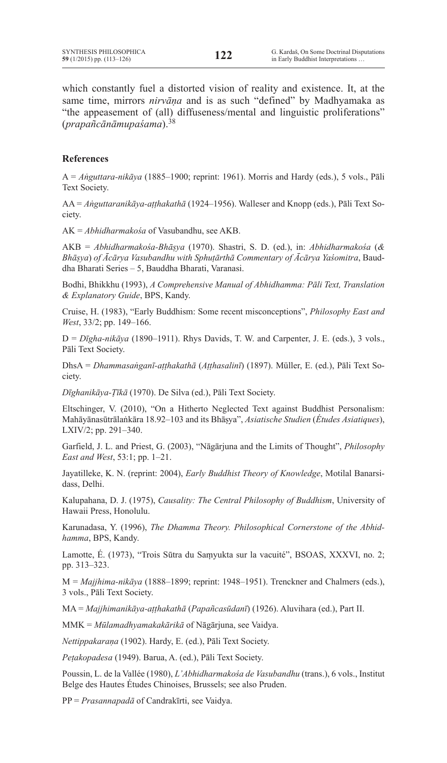which constantly fuel a distorted vision of reality and existence. It, at the same time, mirrors *nirvāṇa* and is as such "defined" by Madhyamaka as "the appeasement of (all) diffuseness/mental and linguistic proliferations" (*prapañcānāmupaśama*).[38]

### References

A = *Aṅguttara-nikāya* (1885–1900; reprint: 1961). Morris and Hardy (eds.), 5 vols., Pāli Text Society.

AA = *Aṅguttaranikāya-aṭṭhakathā* (1924–1956). Walleser and Knopp (eds.), Pāli Text Society.

AK = *Abhidharmakośa* of Vasubandhu, see AKB.

AKB = *Abhidharmakośa-Bhāṣya* (1970). Shastri, S. D. (ed.), in: *Abhidharmakośa* (*& Bhāṣya*) *of Ācārya Vasubandhu with Sphuṭārthā Commentary of Ācārya Yaśomitra*, Bauddha Bharati Series – 5, Bauddha Bharati, Varanasi.

Bodhi, Bhikkhu (1993), *A Comprehensive Manual of Abhidhamma: Pāli Text, Translation & Explanatory Guide*, BPS, Kandy.

Cruise, H. (1983), "Early Buddhism: Some recent misconceptions", *Philosophy East and West*, 33/2; pp. 149–166.

D = *Dīgha-nikāya* (1890–1911). Rhys Davids, T. W. and Carpenter, J. E. (eds.), 3 vols., Pāli Text Society.

DhsA = *Dhammasaṅganī-aṭṭhakathā* (*Aṭṭhasalinī*) (1897). Müller, E. (ed.), Pāli Text Society.

*Dīghanikāya-Ṭīkā* (1970). De Silva (ed.), Pāli Text Society.

Eltschinger, V. (2010), "On a Hitherto Neglected Text against Buddhist Personalism: Mahāyānasūtrālaṅkāra 18.92–103 and its Bhāṣya", *Asiatische Studien* (*Études Asiatiques*), LXIV/2; pp. 291–340.

Garfield, J. L. and Priest, G. (2003), "Nāgārjuna and the Limits of Thought", *Philosophy East and West*, 53:1; pp. 1–21.

Jayatilleke, K. N. (reprint: 2004), *Early Buddhist Theory of Knowledge*, Motilal Banarsidass, Delhi.

Kalupahana, D. J. (1975), *Causality: The Central Philosophy of Buddhism*, University of Hawaii Press, Honolulu.

Karunadasa, Y. (1996), *The Dhamma Theory. Philosophical Cornerstone of the Abhidhamma*, BPS, Kandy.

Lamotte, É. (1973), "Trois Sūtra du Saṃyukta sur la vacuité", BSOAS, XXXVI, no. 2; pp. 313–323.

M = *Majjhima-nikāya* (1888–1899; reprint: 1948–1951). Trenckner and Chalmers (eds.), 3 vols., Pāli Text Society.

MA = *Majjhimanikāya-aṭṭhakathā* (*Papañcasūdanī*) (1926). Aluvihara (ed.), Part II.

MMK = *Mūlamadhyamakakārikā* of Nāgārjuna, see Vaidya.

*Nettippakaraṇa* (1902). Hardy, E. (ed.), Pāli Text Society.

*Peṭakopadesa* (1949). Barua, A. (ed.), Pāli Text Society.

Poussin, L. de la Vallée (1980), *L'Abhidharmakośa de Vasubandhu* (trans.), 6 vols., Institut Belge des Hautes Études Chinoises, Brussels; see also Pruden.

PP = *Prasannapadā* of Candrakīrti, see Vaidya.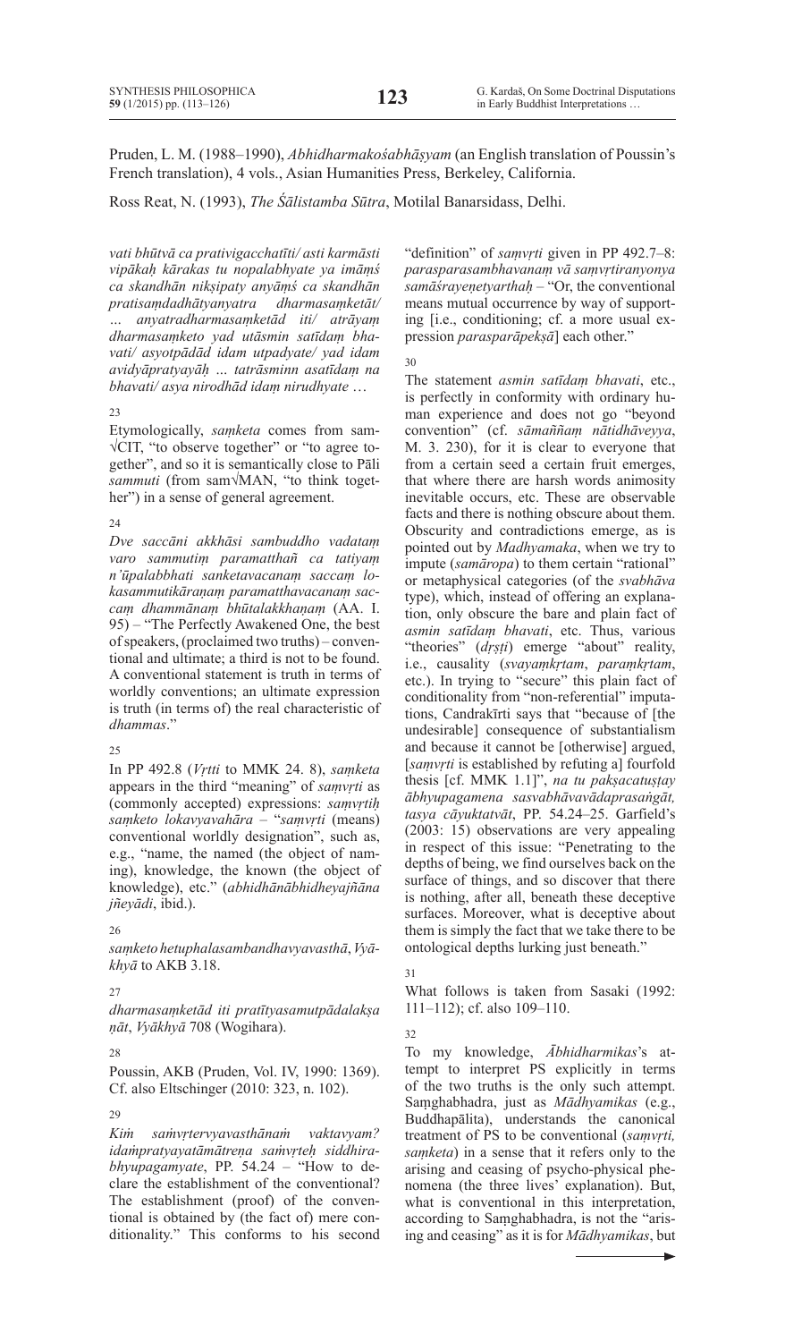Pruden, L. M. (1988–1990), *Abhidharmakośabhāṣyam* (an English translation of Poussin's French translation), 4 vols., Asian Humanities Press, Berkeley, California.

Ross Reat, N. (1993), *The Śālistamba Sūtra*, Motilal Banarsidass, Delhi.

*vati bhūtvā ca prativigacchatīti/ asti karmāsti vipākaḥ kārakas tu nopalabhyate ya imāṃś ca skandhān nikṣipaty anyāṃś ca skandhān pratisaṃdadhātyanyatra dharmasaṃketāt/ … anyatradharmasaṃketād iti/ atrāyaṃ dharmasaṃketo yad utāsmin satīdaṃ bhavati/ asyotpādād idam utpadyate/ yad idam avidyāpratyayāḥ … tatrāsminn asatīdaṃ na bhavati/ asya nirodhād idaṃ nirudhyate …*

23

Etymologically, *saṃketa* comes from sam-√CIT, "to observe together" or "to agree together", and so it is semantically close to Pāli *sammuti* (from sam√MAN, "to think together") in a sense of general agreement.

24

*Dve saccāni akkhāsi sambuddho vadataṃ varo sammutiṃ paramatthañ ca tatiyaṃ n'ūpalabbhati sanketavacanaṃ saccaṃ lokasammutikāraṇaṃ paramatthavacanaṃ saccaṃ dhammānaṃ bhūtalakkhaṇaṃ* (AA. I. 95) – "The Perfectly Awakened One, the best of speakers, (proclaimed two truths) – conventional and ultimate; a third is not to be found. A conventional statement is truth in terms of worldly conventions; an ultimate expression is truth (in terms of) the real characteristic of *dhammas*."

25

In PP 492.8 (*Vṛtti* to MMK 24. 8), *saṃketa* appears in the third "meaning" of *saṃvṛti* as (commonly accepted) expressions: *saṃvṛtiḥ saṃketo lokavyavahāra* – "*saṃvṛti* (means) conventional worldly designation", such as, e.g., "name, the named (the object of naming), knowledge, the known (the object of knowledge), etc." (*abhidhānābhidheyajñāna jñeyādi*, ibid.).

26

*saṃketo hetuphalasambandhavyavasthā*, *Vyākhyā* to AKB 3.18.

27

*dharmasaṃketād iti pratītyasamutpādalakṣaṇāt*, *Vyākhyā* 708 (Wogihara).

28

Poussin, AKB (Pruden, Vol. IV, 1990: 1369). Cf. also Eltschinger (2010: 323, n. 102).

29

*Kiṁ saṁvṛtervyavasthānaṁ vaktavyam? idaṁpratyayatāmātreṇa saṁvṛteḥ siddhirabhyupagamyate*, PP. 54.24 – "How to declare the establishment of the conventional? The establishment (proof) of the conventional is obtained by (the fact of) mere conditionality." This conforms to his second "definition" of *saṃvṛti* given in PP 492.7–8: *parasparasambhavanaṃ vā saṃvṛtiranyonya samāśrayeṇetyarthaḥ* – "Or, the conventional means mutual occurrence by way of supporting [i.e., conditioning; cf. a more usual expression *parasparāpekṣā*] each other."

30

The statement *asmin satīdaṃ bhavati*, etc., is perfectly in conformity with ordinary human experience and does not go "beyond convention" (cf. *sāmaññaṃ nātidhāveyya*, M. 3. 230), for it is clear to everyone that from a certain seed a certain fruit emerges, that where there are harsh words animosity inevitable occurs, etc. These are observable facts and there is nothing obscure about them. Obscurity and contradictions emerge, as is pointed out by *Madhyamaka*, when we try to impute (*samāropa*) to them certain "rational" or metaphysical categories (of the *svabhāva* type), which, instead of offering an explanation, only obscure the bare and plain fact of *asmin satīdaṃ bhavati*, etc. Thus, various "theories" (*dṛṣṭi*) emerge "about" reality, i.e., causality (*svayaṃkṛtam*, *paraṃkṛtam*, etc.). In trying to "secure" this plain fact of conditionality from "non-referential" imputations, Candrakīrti says that "because of [the undesirable] consequence of substantialism and because it cannot be [otherwise] argued, [*saṃvṛti* is established by refuting a] fourfold thesis [cf. MMK 1.1]", *na tu pakṣacatuṣṭay ābhyupagamena sasvabhāvavādaprasaṅgāt, tasya cāyuktatvāt*, PP. 54.24–25. Garfield's (2003: 15) observations are very appealing in respect of this issue: "Penetrating to the depths of being, we find ourselves back on the surface of things, and so discover that there is nothing, after all, beneath these deceptive surfaces. Moreover, what is deceptive about them is simply the fact that we take there to be ontological depths lurking just beneath."

31

What follows is taken from Sasaki (1992: 111–112); cf. also 109–110.

32

To my knowledge, *Ābhidharmikas*'s attempt to interpret PS explicitly in terms of the two truths is the only such attempt. Saṃghabhadra, just as *Mādhyamikas* (e.g., Buddhapālita), understands the canonical treatment of PS to be conventional (*saṃvṛti, saṃketa*) in a sense that it refers only to the arising and ceasing of psycho-physical phenomena (the three lives' explanation). But, what is conventional in this interpretation, according to Saṃghabhadra, is not the "arising and ceasing" as it is for *Mādhyamikas*, but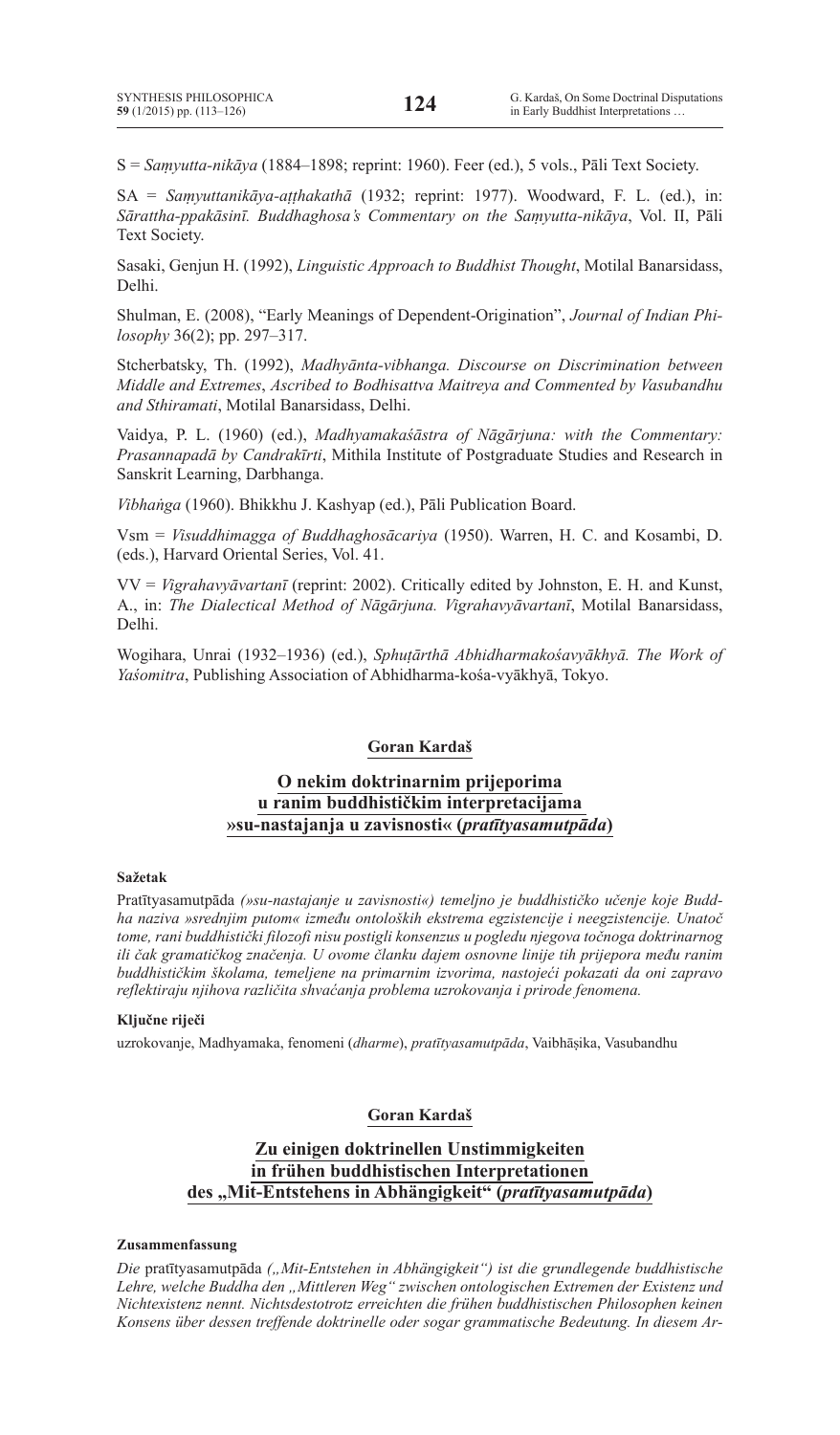S = *Saṃyutta-nikāya* (1884–1898; reprint: 1960). Feer (ed.), 5 vols., Pāli Text Society.

SA = *Saṃyuttanikāya-aṭṭhakathā* (1932; reprint: 1977). Woodward, F. L. (ed.), in: *Sārattha-ppakāsinī. Buddhaghosa's Commentary on the Saṃyutta-nikāya*, Vol. II, Pāli Text Society.

Sasaki, Genjun H. (1992), *Linguistic Approach to Buddhist Thought*, Motilal Banarsidass, Delhi.

Shulman, E. (2008), "Early Meanings of Dependent-Origination", *Journal of Indian Philosophy* 36(2); pp. 297–317.

Stcherbatsky, Th. (1992), *Madhyānta-vibhanga. Discourse on Discrimination between Middle and Extremes*, *Ascribed to Bodhisattva Maitreya and Commented by Vasubandhu and Sthiramati*, Motilal Banarsidass, Delhi.

Vaidya, P. L. (1960) (ed.), *Madhyamakaśāstra of Nāgārjuna: with the Commentary: Prasannapadā by Candrakīrti*, Mithila Institute of Postgraduate Studies and Research in Sanskrit Learning, Darbhanga.

*Vibhaṅga* (1960). Bhikkhu J. Kashyap (ed.), Pāli Publication Board.

Vsm = *Visuddhimagga of Buddhaghosācariya* (1950). Warren, H. C. and Kosambi, D. (eds.), Harvard Oriental Series, Vol. 41.

VV = *Vigrahavyāvartanī* (reprint: 2002). Critically edited by Johnston, E. H. and Kunst, A., in: *The Dialectical Method of Nāgārjuna. Vigrahavyāvartanī*, Motilal Banarsidass, Delhi.

Wogihara, Unrai (1932–1936) (ed.), *Sphuṭārthā Abhidharmakośavyākhyā. The Work of Yaśomitra*, Publishing Association of Abhidharma-kośa-vyākhyā, Tokyo.

**Goran Kardaš**

## O nekim doktrinarnim prijeporima u ranim buddhističkim interpretacijama »su-nastajanja u zavisnosti« (*pratītyasamutpāda*)

**Sažetak**

*Pratītyasamutpāda (»su-nastajanje u zavisnosti«) temeljno je buddhističko učenje koje Buddha naziva »srednjim putom« između ontoloških ekstrema egzistencije i neegzistencije. Unatoč tome, rani buddhistički filozofi nisu postigli konsenzus u pogledu njegova točnoga doktrinarnog ili čak gramatičkog značenja. U ovome članku dajem osnovne linije tih prijepora među ranim buddhističkim školama, temeljene na primarnim izvorima, nastojeći pokazati da oni zapravo reflektiraju njihova različita shvaćanja problema uzrokovanja i prirode fenomena.*

**Ključne riječi**

uzrokovanje, Madhyamaka, fenomeni (*dharme*), *pratītyasamutpāda*, Vaibhāṣika, Vasubandhu

**Goran Kardaš**

## Zu einigen doktrinellen Unstimmigkeiten in frühen buddhistischen Interpretationen des „Mit-Entstehens in Abhängigkeit" (*pratītyasamutpāda*)

**Zusammenfassung**

*Die* pratītyasamutpāda *(„Mit-Entstehen in Abhängigkeit") ist die grundlegende buddhistische Lehre, welche Buddha den „Mittleren Weg" zwischen ontologischen Extremen der Existenz und Nichtexistenz nennt. Nichtsdestotrotz erreichten die frühen buddhistischen Philosophen keinen Konsens über dessen treffende doktrinelle oder sogar grammatische Bedeutung. In diesem Ar-*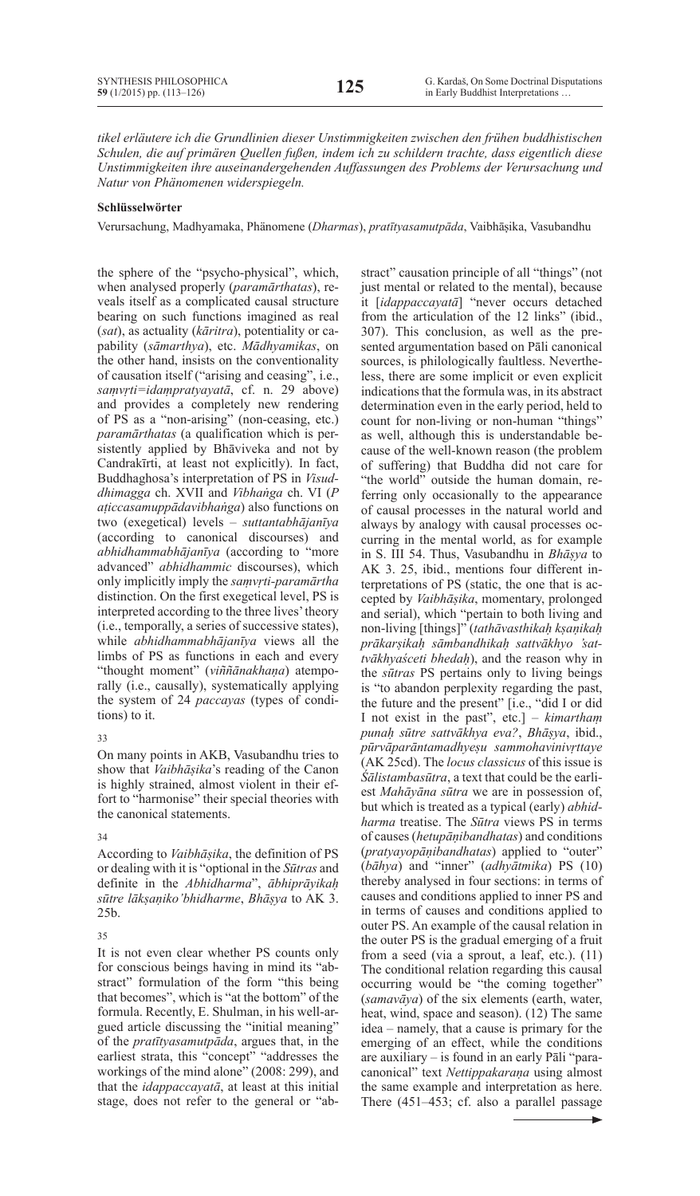*tikel erläutere ich die Grundlinien dieser Unstimmigkeiten zwischen den frühen buddhistischen Schulen, die auf primären Quellen fußen, indem ich zu schildern trachte, dass eigentlich diese Unstimmigkeiten ihre auseinandergehenden Auffassungen des Problems der Verursachung und Natur von Phänomenen widerspiegeln.*

**Schlüsselwörter**

Verursachung, Madhyamaka, Phänomene (*Dharmas*), *pratītyasamutpāda*, Vaibhāṣika, Vasubandhu

the sphere of the "psycho-physical", which, when analysed properly (*paramārthatas*), reveals itself as a complicated causal structure bearing on such functions imagined as real (*sat*), as actuality (*kāritra*), potentiality or capability (*sāmarthya*), etc. *Mādhyamikas*, on the other hand, insists on the conventionality of causation itself ("arising and ceasing", i.e., *saṃvṛti=idaṃpratyayatā*, cf. n. 29 above) and provides a completely new rendering of PS as a "non-arising" (non-ceasing, etc.) *paramārthatas* (a qualification which is persistently applied by Bhāviveka and not by Candrakīrti, at least not explicitly). In fact, Buddhaghosa's interpretation of PS in *Visuddhimagga* ch. XVII and *Vibhaṅga* ch. VI (*P aṭiccasamuppādavibhaṅga*) also functions on two (exegetical) levels – *suttantabhājanīya* (according to canonical discourses) and *abhidhammabhājanīya* (according to "more advanced" *abhidhammic* discourses), which only implicitly imply the *saṃvṛti-paramārtha* distinction. On the first exegetical level, PS is interpreted according to the three lives' theory (i.e., temporally, a series of successive states), while *abhidhammabhājanīya* views all the limbs of PS as functions in each and every "thought moment" (*viññānakhaṇa*) atemporally (i.e., causally), systematically applying the system of 24 *paccayas* (types of conditions) to it.

33

On many points in AKB, Vasubandhu tries to show that *Vaibhāṣika*'s reading of the Canon is highly strained, almost violent in their effort to "harmonise" their special theories with the canonical statements.

34

According to *Vaibhāṣika*, the definition of PS or dealing with it is "optional in the *Sūtras* and definite in the *Abhidharma*", *ābhiprāyikaḥ sūtre lākṣaṇiko'bhidharme*, *Bhāṣya* to AK 3. 25b.

35

It is not even clear whether PS counts only for conscious beings having in mind its "abstract" formulation of the form "this being that becomes", which is "at the bottom" of the formula. Recently, E. Shulman, in his well-argued article discussing the "initial meaning" of the *pratītyasamutpāda*, argues that, in the earliest strata, this "concept" "addresses the workings of the mind alone" (2008: 299), and that the *idappaccayatā*, at least at this initial stage, does not refer to the general or "abstract" causation principle of all "things" (not just mental or related to the mental), because it [*idappaccayatā*] "never occurs detached from the articulation of the 12 links" (ibid., 307). This conclusion, as well as the presented argumentation based on Pāli canonical sources, is philologically faultless. Nevertheless, there are some implicit or even explicit indications that the formula was, in its abstract determination even in the early period, held to count for non-living or non-human "things" as well, although this is understandable because of the well-known reason (the problem of suffering) that Buddha did not care for "the world" outside the human domain, referring only occasionally to the appearance of causal processes in the natural world and always by analogy with causal processes occurring in the mental world, as for example in S. III 54. Thus, Vasubandhu in *Bhāṣya* to AK 3. 25, ibid., mentions four different interpretations of PS (static, the one that is accepted by *Vaibhāṣika*, momentary, prolonged and serial), which "pertain to both living and non-living [things]" (*tathāvasthikaḥ kṣaṇikaḥ prākarṣikaḥ sāmbandhikaḥ sattvākhyo 'sattvākhyaśceti bhedaḥ*), and the reason why in the *sūtras* PS pertains only to living beings is "to abandon perplexity regarding the past, the future and the present" [i.e., "did I or did I not exist in the past", etc.] – *kimarthaṃ punaḥ sūtre sattvākhya eva?*, *Bhāṣya*, ibid., *pūrvāparāntamadhyeṣu sammohavinivṛttaye* (AK 25cd). The *locus classicus* of this issue is *Śālistambasūtra*, a text that could be the earliest *Mahāyāna sūtra* we are in possession of, but which is treated as a typical (early) *abhidharma* treatise. The *Sūtra* views PS in terms of causes (*hetupāṇibandhatas*) and conditions (*pratyayopāṇibandhatas*) applied to "outer" (*bāhya*) and "inner" (*adhyātmika*) PS (10) thereby analysed in four sections: in terms of causes and conditions applied to inner PS and in terms of causes and conditions applied to outer PS. An example of the causal relation in the outer PS is the gradual emerging of a fruit from a seed (via a sprout, a leaf, etc.). (11) The conditional relation regarding this causal occurring would be "the coming together" (*samavāya*) of the six elements (earth, water, heat, wind, space and season). (12) The same idea – namely, that a cause is primary for the emerging of an effect, while the conditions are auxiliary – is found in an early Pāli "paracanonical" text *Nettippakaraṇa* using almost the same example and interpretation as here. There (451–453; cf. also a parallel passage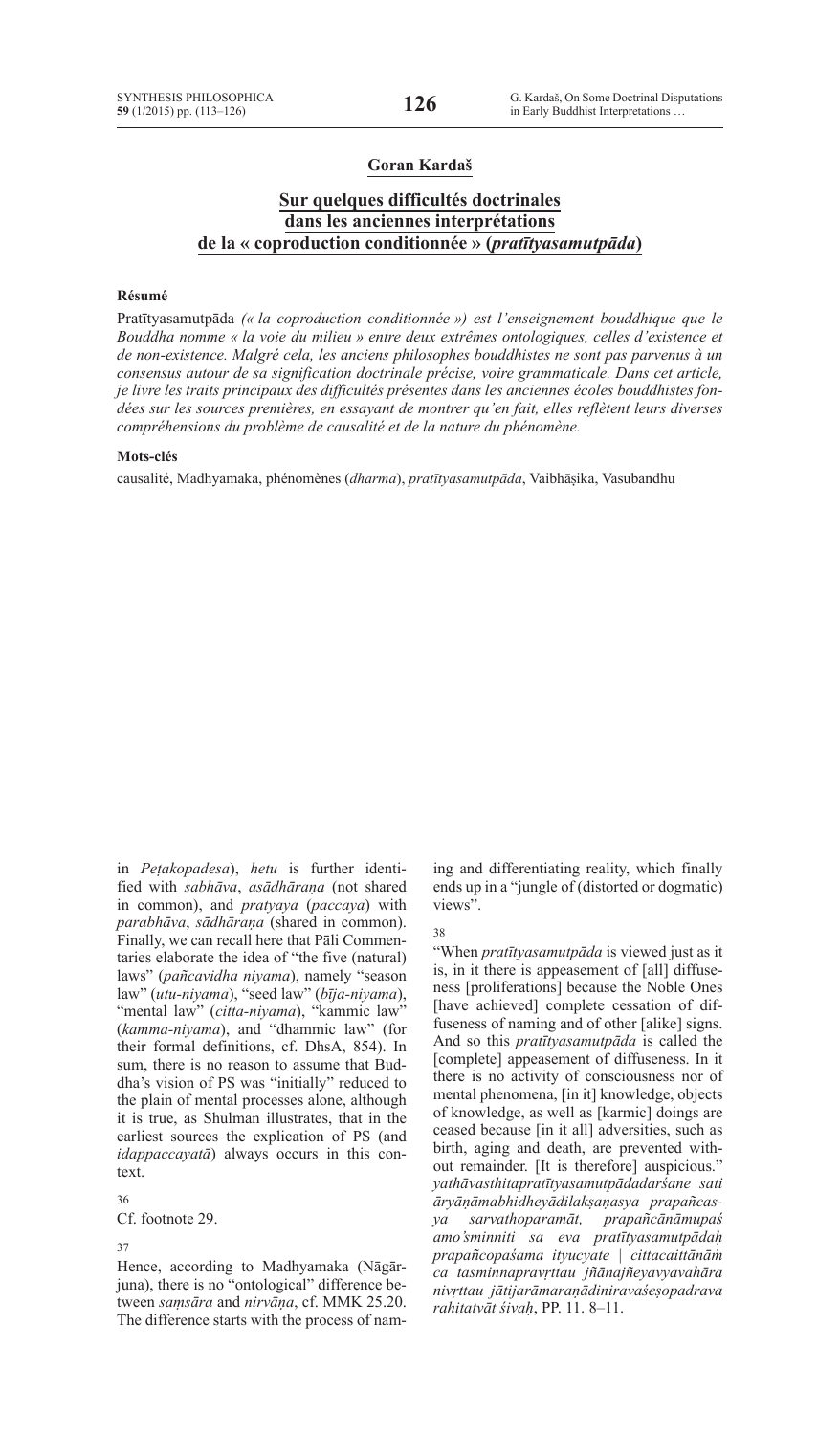**Goran Kardaš**

## Sur quelques difficultés doctrinales dans les anciennes interprétations de la « coproduction conditionnée » (*pratītyasamutpāda*)

### Résumé

Pratītyasamutpāda *(« la coproduction conditionnée ») est l'enseignement bouddhique que le Bouddha nomme « la voie du milieu » entre deux extrêmes ontologiques, celles d'existence et de non-existence. Malgré cela, les anciens philosophes bouddhistes ne sont pas parvenus à un consensus autour de sa signification doctrinale précise, voire grammaticale. Dans cet article, je livre les traits principaux des difficultés présentes dans les anciennes écoles bouddhistes fondées sur les sources premières, en essayant de montrer qu'en fait, elles reflètent leurs diverses compréhensions du problème de causalité et de la nature du phénomène.*

### Mots-clés

causalité, Madhyamaka, phénomènes (*dharma*), *pratītyasamutpāda*, Vaibhāṣika, Vasubandhu

in *Peṭakopadesa*), *hetu* is further identified with *sabhāva*, *asādhāraṇa* (not shared in common), and *pratyaya* (*paccaya*) with *parabhāva*, *sādhāraṇa* (shared in common). Finally, we can recall here that Pāli Commentaries elaborate the idea of "the five (natural) laws" (*pañcavidha niyama*), namely "season law" (*utu-niyama*), "seed law" (*bīja-niyama*), "mental law" (*citta-niyama*), "kammic law" (*kamma-niyama*), and "dhammic law" (for their formal definitions, cf. DhsA, 854). In sum, there is no reason to assume that Buddha's vision of PS was "initially" reduced to the plain of mental processes alone, although it is true, as Shulman illustrates, that in the earliest sources the explication of PS (and *idappaccayatā*) always occurs in this context.

36
Cf. footnote 29.

37
Hence, according to Madhyamaka (Nāgārjuna), there is no "ontological" difference between *saṃsāra* and *nirvāṇa*, cf. MMK 25.20. The difference starts with the process of naming and differentiating reality, which finally ends up in a "jungle of (distorted or dogmatic) views".

38
"When *pratītyasamutpāda* is viewed just as it is, in it there is appeasement of [all] diffuseness [proliferations] because the Noble Ones [have achieved] complete cessation of diffuseness of naming and of other [alike] signs. And so this *pratītyasamutpāda* is called the [complete] appeasement of diffuseness. In it there is no activity of consciousness nor of mental phenomena, [in it] knowledge, objects of knowledge, as well as [karmic] doings are ceased because [in it all] adversities, such as birth, aging and death, are prevented without remainder. [It is therefore] auspicious." *yathāvasthitapratītyasamutpādadarśane sati āryāṇāmabhidheyādilakṣaṇasya prapañcasya sarvathoparamāt, prapañcānāmupaś amo'sminniti sa eva pratītyasamutpādaḥ prapañcopaśama ityucyate | cittacaittānāṁ ca tasminnapravṛttau jñānajñeyavyavahāra nivṛttau jātijarāmaraṇādiniravaśeṣopadrava rahitatvāt śivaḥ*, PP. 11. 8–11.